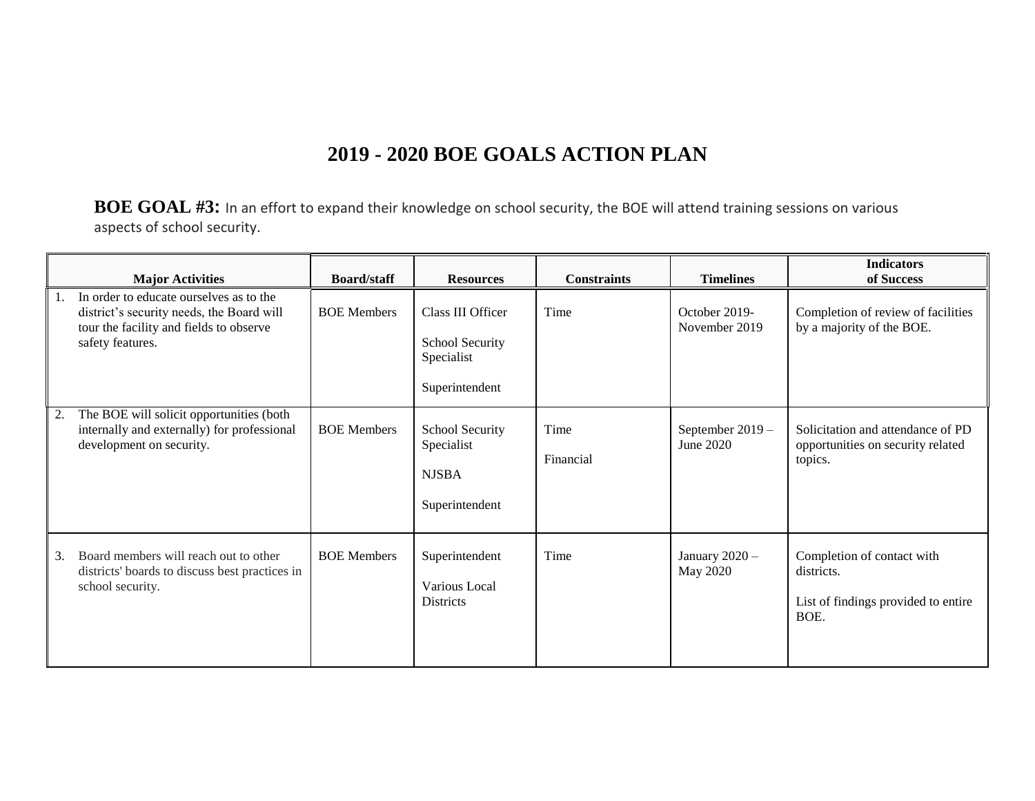# 2019 - 2020 BOE GOALS ACTION PLAN

**BOE GOAL #3:** In an effort to expand their knowledge on school security, the BOE will attend training sessions on various aspects of school security.

| Major Activities | Board/staff | Resources | Constraints | Timelines | Indicators of Success |
|---|---|---|---|---|---|
| 1. In order to educate ourselves as to the district's security needs, the Board will tour the facility and fields to observe safety features. | BOE Members | Class III Officer<br><br>School Security Specialist<br><br>Superintendent | Time | October 2019- November 2019 | Completion of review of facilities by a majority of the BOE. |
| 2. The BOE will solicit opportunities (both internally and externally) for professional development on security. | BOE Members | School Security Specialist<br><br>NJSBA<br><br>Superintendent | Time<br><br>Financial | September 2019 – June 2020 | Solicitation and attendance of PD opportunities on security related topics. |
| 3. Board members will reach out to other districts' boards to discuss best practices in school security. | BOE Members | Superintendent<br><br>Various Local Districts | Time | January 2020 – May 2020 | Completion of contact with districts.<br><br>List of findings provided to entire BOE. |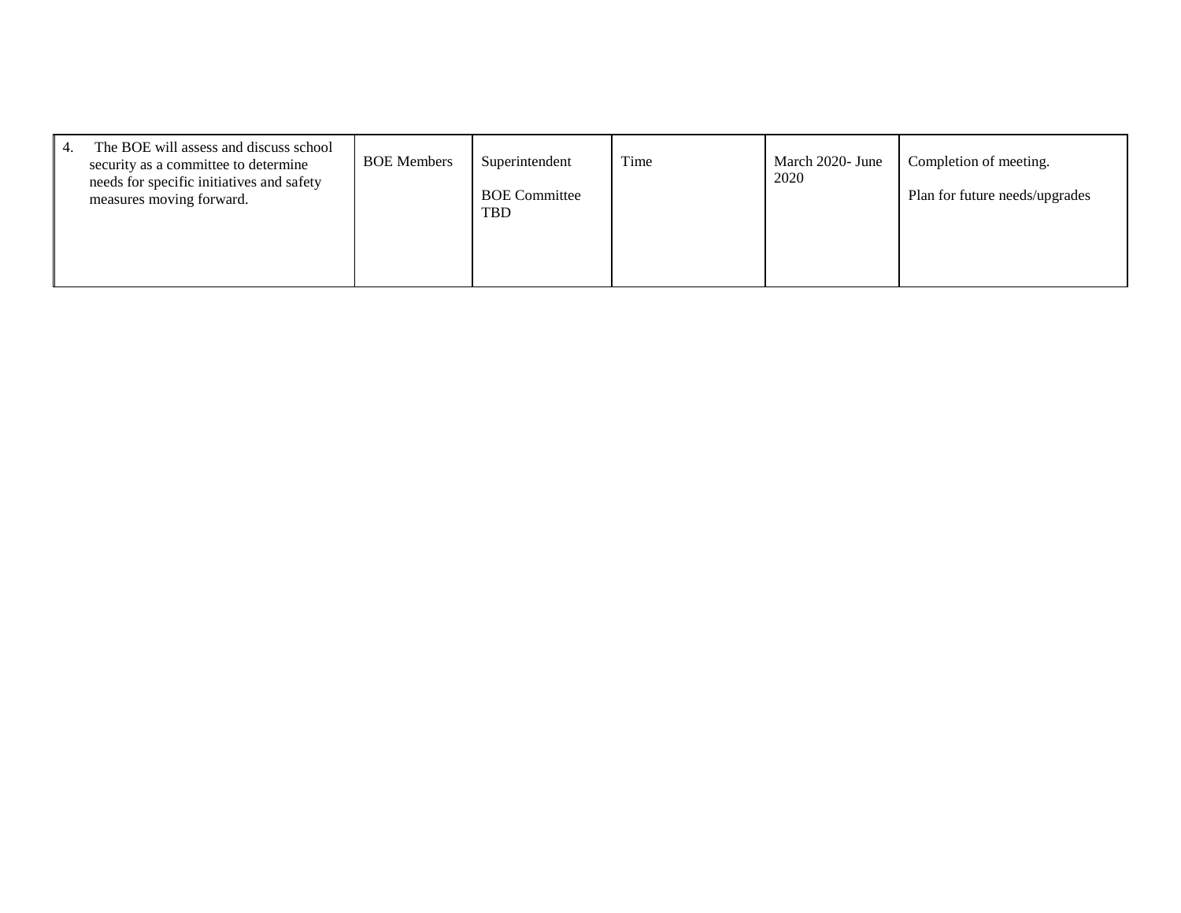| | | | | | |
|---|---|---|---|---|---|
| 4. The BOE will assess and discuss school security as a committee to determine needs for specific initiatives and safety measures moving forward. | BOE Members | Superintendent<br><br>BOE Committee TBD | Time | March 2020- June 2020 | Completion of meeting.<br><br>Plan for future needs/upgrades |